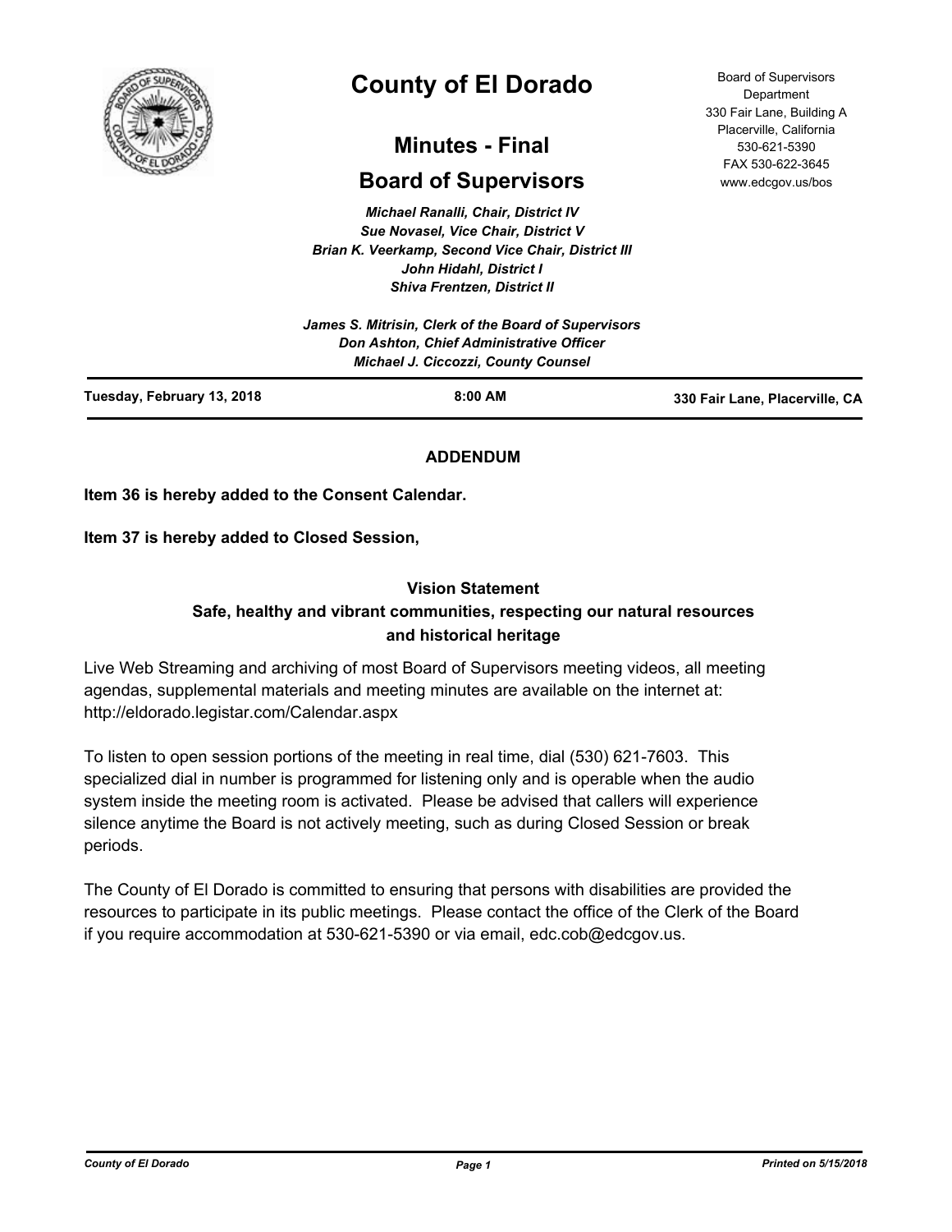# County of El Dorado

## Minutes - Final

## Board of Supervisors

*Michael Ranalli, Chair, District IV*
*Sue Novasel, Vice Chair, District V*
*Brian K. Veerkamp, Second Vice Chair, District III*
*John Hidahl, District I*
*Shiva Frentzen, District II*

*James S. Mitrisin, Clerk of the Board of Supervisors*
*Don Ashton, Chief Administrative Officer*
*Michael J. Ciccozzi, County Counsel*

Board of Supervisors Department
330 Fair Lane, Building A
Placerville, California
530-621-5390
FAX 530-622-3645
www.edcgov.us/bos

**Tuesday, February 13, 2018** | **8:00 AM** | **330 Fair Lane, Placerville, CA**

**ADDENDUM**

**Item 36 is hereby added to the Consent Calendar.**

**Item 37 is hereby added to Closed Session,**

**Vision Statement**
**Safe, healthy and vibrant communities, respecting our natural resources and historical heritage**

Live Web Streaming and archiving of most Board of Supervisors meeting videos, all meeting agendas, supplemental materials and meeting minutes are available on the internet at: http://eldorado.legistar.com/Calendar.aspx

To listen to open session portions of the meeting in real time, dial (530) 621-7603. This specialized dial in number is programmed for listening only and is operable when the audio system inside the meeting room is activated. Please be advised that callers will experience silence anytime the Board is not actively meeting, such as during Closed Session or break periods.

The County of El Dorado is committed to ensuring that persons with disabilities are provided the resources to participate in its public meetings. Please contact the office of the Clerk of the Board if you require accommodation at 530-621-5390 or via email, edc.cob@edcgov.us.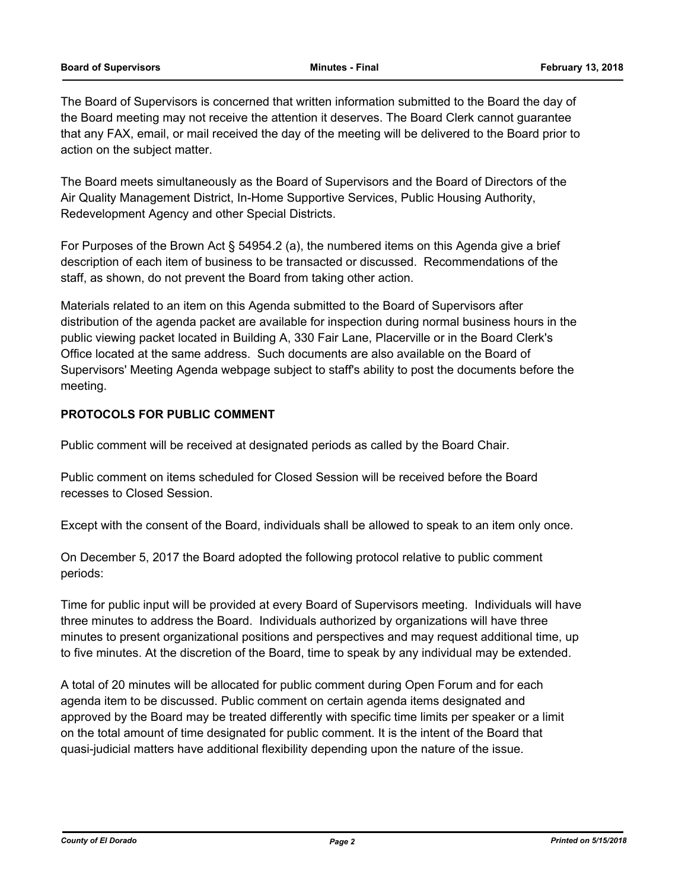The Board of Supervisors is concerned that written information submitted to the Board the day of the Board meeting may not receive the attention it deserves. The Board Clerk cannot guarantee that any FAX, email, or mail received the day of the meeting will be delivered to the Board prior to action on the subject matter.

The Board meets simultaneously as the Board of Supervisors and the Board of Directors of the Air Quality Management District, In-Home Supportive Services, Public Housing Authority, Redevelopment Agency and other Special Districts.

For Purposes of the Brown Act § 54954.2 (a), the numbered items on this Agenda give a brief description of each item of business to be transacted or discussed. Recommendations of the staff, as shown, do not prevent the Board from taking other action.

Materials related to an item on this Agenda submitted to the Board of Supervisors after distribution of the agenda packet are available for inspection during normal business hours in the public viewing packet located in Building A, 330 Fair Lane, Placerville or in the Board Clerk's Office located at the same address. Such documents are also available on the Board of Supervisors' Meeting Agenda webpage subject to staff's ability to post the documents before the meeting.

**PROTOCOLS FOR PUBLIC COMMENT**

Public comment will be received at designated periods as called by the Board Chair.

Public comment on items scheduled for Closed Session will be received before the Board recesses to Closed Session.

Except with the consent of the Board, individuals shall be allowed to speak to an item only once.

On December 5, 2017 the Board adopted the following protocol relative to public comment periods:

Time for public input will be provided at every Board of Supervisors meeting. Individuals will have three minutes to address the Board. Individuals authorized by organizations will have three minutes to present organizational positions and perspectives and may request additional time, up to five minutes. At the discretion of the Board, time to speak by any individual may be extended.

A total of 20 minutes will be allocated for public comment during Open Forum and for each agenda item to be discussed. Public comment on certain agenda items designated and approved by the Board may be treated differently with specific time limits per speaker or a limit on the total amount of time designated for public comment. It is the intent of the Board that quasi-judicial matters have additional flexibility depending upon the nature of the issue.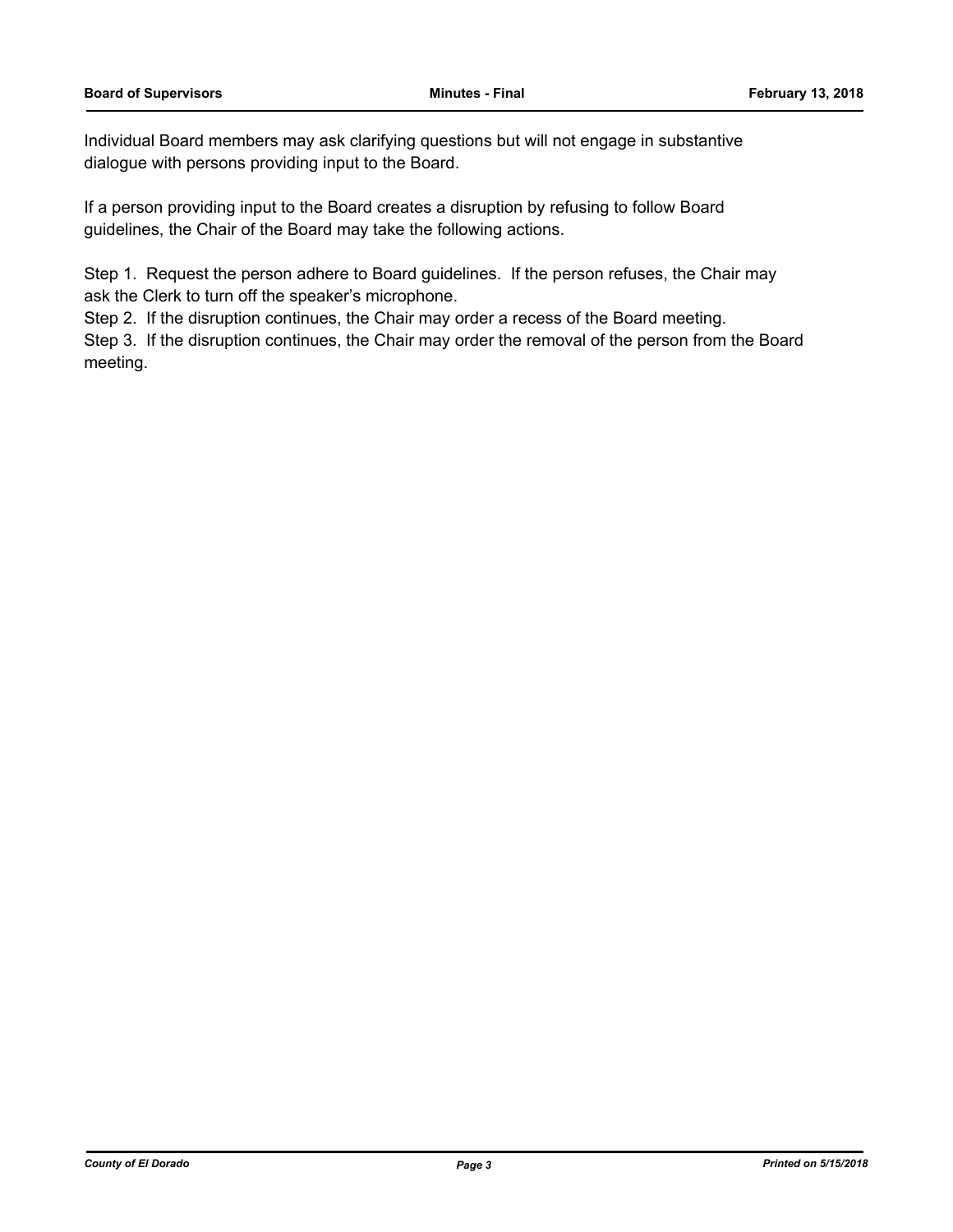Individual Board members may ask clarifying questions but will not engage in substantive dialogue with persons providing input to the Board.

If a person providing input to the Board creates a disruption by refusing to follow Board guidelines, the Chair of the Board may take the following actions.

Step 1. Request the person adhere to Board guidelines. If the person refuses, the Chair may ask the Clerk to turn off the speaker's microphone.
Step 2. If the disruption continues, the Chair may order a recess of the Board meeting.
Step 3. If the disruption continues, the Chair may order the removal of the person from the Board meeting.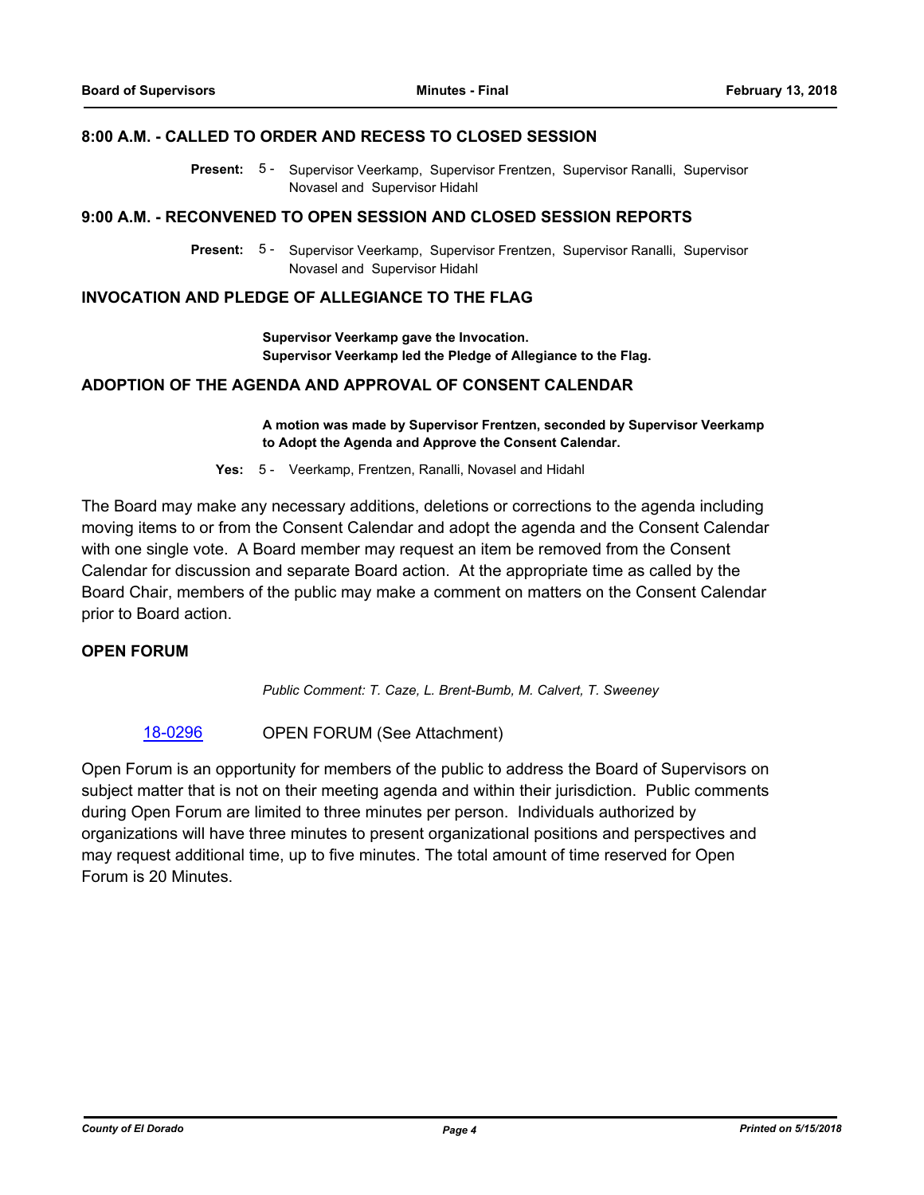### 8:00 A.M. - CALLED TO ORDER AND RECESS TO CLOSED SESSION

**Present:** 5 - Supervisor Veerkamp, Supervisor Frentzen, Supervisor Ranalli, Supervisor Novasel and Supervisor Hidahl

### 9:00 A.M. - RECONVENED TO OPEN SESSION AND CLOSED SESSION REPORTS

**Present:** 5 - Supervisor Veerkamp, Supervisor Frentzen, Supervisor Ranalli, Supervisor Novasel and Supervisor Hidahl

### INVOCATION AND PLEDGE OF ALLEGIANCE TO THE FLAG

**Supervisor Veerkamp gave the Invocation.**
**Supervisor Veerkamp led the Pledge of Allegiance to the Flag.**

### ADOPTION OF THE AGENDA AND APPROVAL OF CONSENT CALENDAR

**A motion was made by Supervisor Frentzen, seconded by Supervisor Veerkamp to Adopt the Agenda and Approve the Consent Calendar.**

**Yes:** 5 - Veerkamp, Frentzen, Ranalli, Novasel and Hidahl

The Board may make any necessary additions, deletions or corrections to the agenda including moving items to or from the Consent Calendar and adopt the agenda and the Consent Calendar with one single vote. A Board member may request an item be removed from the Consent Calendar for discussion and separate Board action. At the appropriate time as called by the Board Chair, members of the public may make a comment on matters on the Consent Calendar prior to Board action.

### OPEN FORUM

*Public Comment: T. Caze, L. Brent-Bumb, M. Calvert, T. Sweeney*

18-0296 OPEN FORUM (See Attachment)

Open Forum is an opportunity for members of the public to address the Board of Supervisors on subject matter that is not on their meeting agenda and within their jurisdiction. Public comments during Open Forum are limited to three minutes per person. Individuals authorized by organizations will have three minutes to present organizational positions and perspectives and may request additional time, up to five minutes. The total amount of time reserved for Open Forum is 20 Minutes.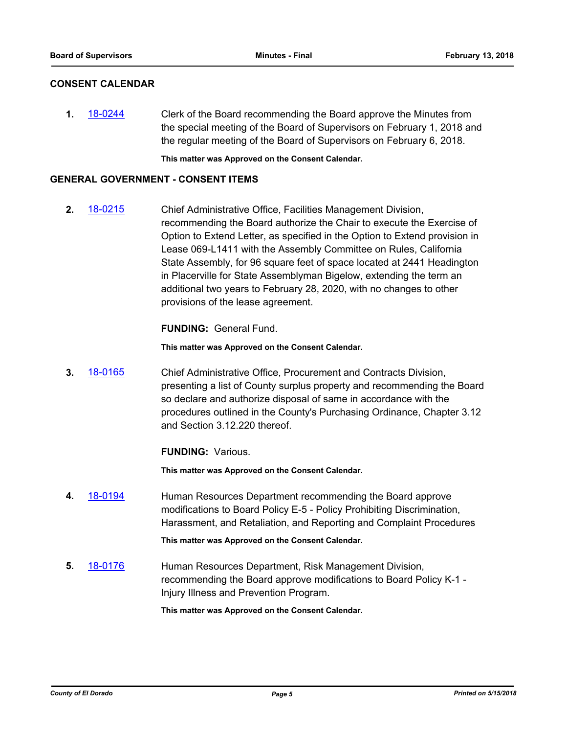## CONSENT CALENDAR

**1.** 18-0244 Clerk of the Board recommending the Board approve the Minutes from the special meeting of the Board of Supervisors on February 1, 2018 and the regular meeting of the Board of Supervisors on February 6, 2018.

**This matter was Approved on the Consent Calendar.**

## GENERAL GOVERNMENT - CONSENT ITEMS

**2.** 18-0215 Chief Administrative Office, Facilities Management Division, recommending the Board authorize the Chair to execute the Exercise of Option to Extend Letter, as specified in the Option to Extend provision in Lease 069-L1411 with the Assembly Committee on Rules, California State Assembly, for 96 square feet of space located at 2441 Headington in Placerville for State Assemblyman Bigelow, extending the term an additional two years to February 28, 2020, with no changes to other provisions of the lease agreement.

**FUNDING:** General Fund.

**This matter was Approved on the Consent Calendar.**

**3.** 18-0165 Chief Administrative Office, Procurement and Contracts Division, presenting a list of County surplus property and recommending the Board so declare and authorize disposal of same in accordance with the procedures outlined in the County's Purchasing Ordinance, Chapter 3.12 and Section 3.12.220 thereof.

**FUNDING:** Various.

**This matter was Approved on the Consent Calendar.**

**4.** 18-0194 Human Resources Department recommending the Board approve modifications to Board Policy E-5 - Policy Prohibiting Discrimination, Harassment, and Retaliation, and Reporting and Complaint Procedures

**This matter was Approved on the Consent Calendar.**

**5.** 18-0176 Human Resources Department, Risk Management Division, recommending the Board approve modifications to Board Policy K-1 - Injury Illness and Prevention Program.

**This matter was Approved on the Consent Calendar.**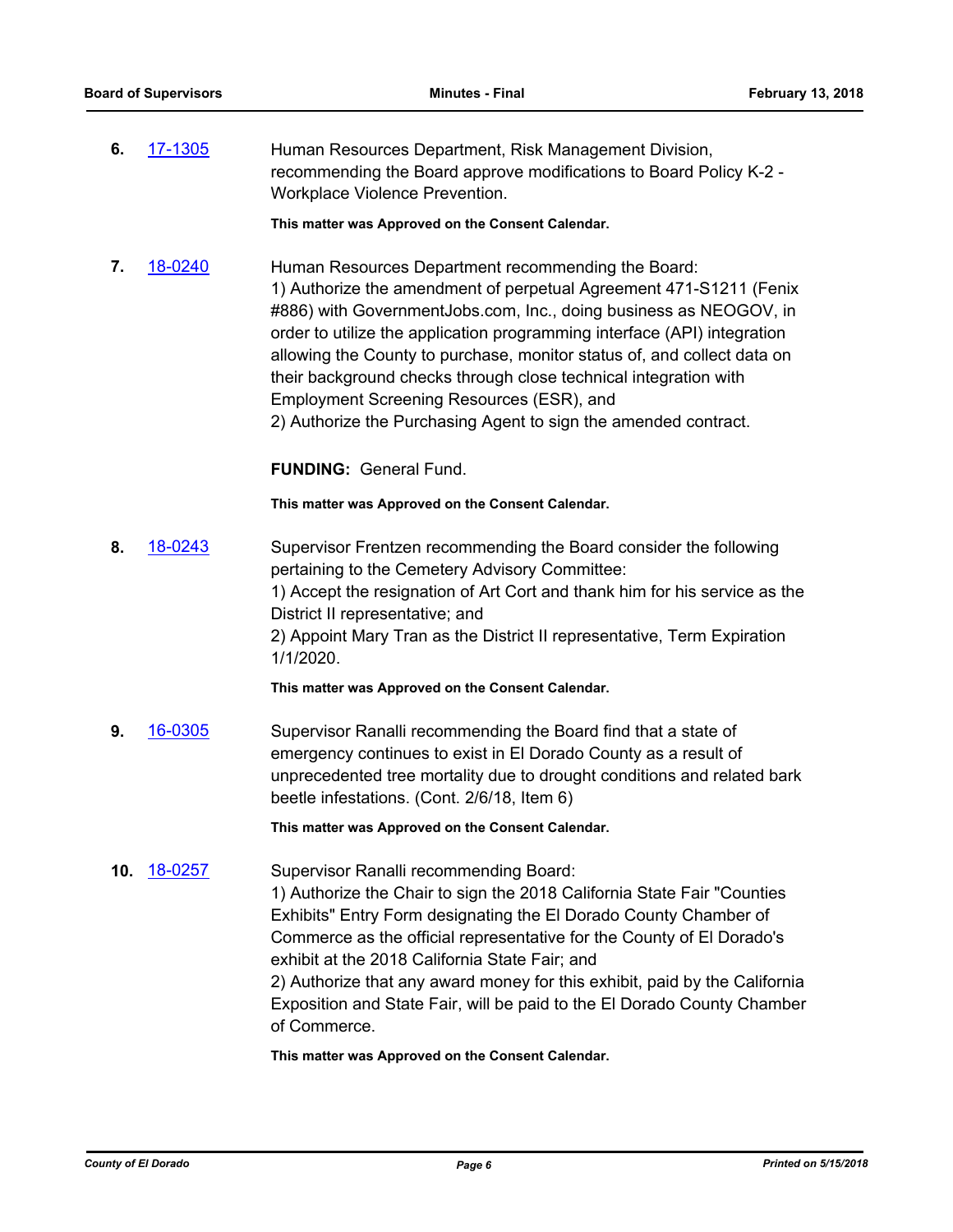**6.** 17-1305 Human Resources Department, Risk Management Division, recommending the Board approve modifications to Board Policy K-2 - Workplace Violence Prevention.

**This matter was Approved on the Consent Calendar.**

**7.** 18-0240 Human Resources Department recommending the Board:
1) Authorize the amendment of perpetual Agreement 471-S1211 (Fenix #886) with GovernmentJobs.com, Inc., doing business as NEOGOV, in order to utilize the application programming interface (API) integration allowing the County to purchase, monitor status of, and collect data on their background checks through close technical integration with Employment Screening Resources (ESR), and
2) Authorize the Purchasing Agent to sign the amended contract.

**FUNDING:** General Fund.

**This matter was Approved on the Consent Calendar.**

**8.** 18-0243 Supervisor Frentzen recommending the Board consider the following pertaining to the Cemetery Advisory Committee:
1) Accept the resignation of Art Cort and thank him for his service as the District II representative; and
2) Appoint Mary Tran as the District II representative, Term Expiration 1/1/2020.

**This matter was Approved on the Consent Calendar.**

**9.** 16-0305 Supervisor Ranalli recommending the Board find that a state of emergency continues to exist in El Dorado County as a result of unprecedented tree mortality due to drought conditions and related bark beetle infestations. (Cont. 2/6/18, Item 6)

**This matter was Approved on the Consent Calendar.**

**10.** 18-0257 Supervisor Ranalli recommending Board:
1) Authorize the Chair to sign the 2018 California State Fair "Counties Exhibits" Entry Form designating the El Dorado County Chamber of Commerce as the official representative for the County of El Dorado's exhibit at the 2018 California State Fair; and
2) Authorize that any award money for this exhibit, paid by the California Exposition and State Fair, will be paid to the El Dorado County Chamber of Commerce.

**This matter was Approved on the Consent Calendar.**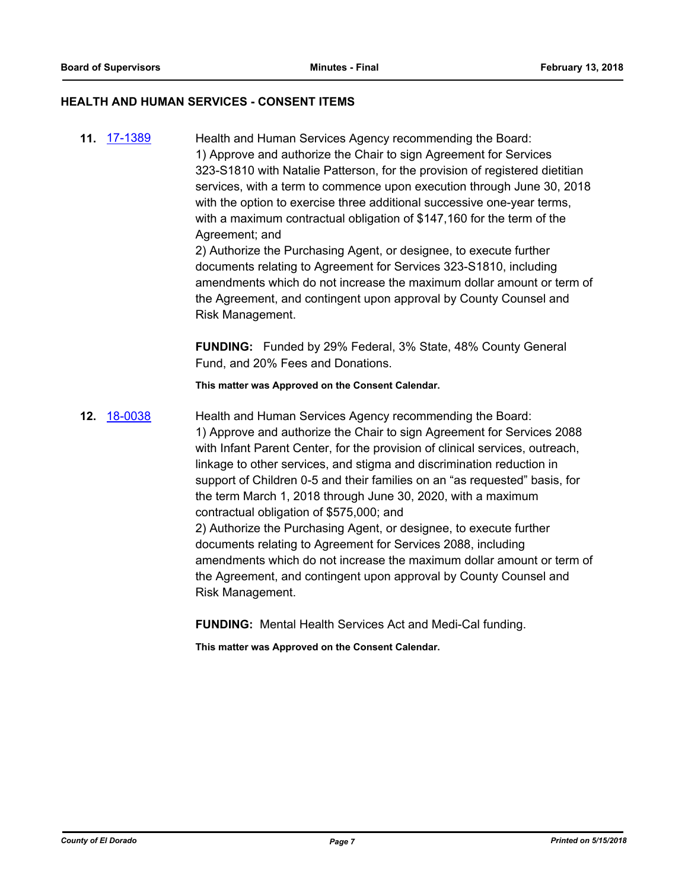## HEALTH AND HUMAN SERVICES - CONSENT ITEMS

**11.** [17-1389](17-1389)

Health and Human Services Agency recommending the Board:
1) Approve and authorize the Chair to sign Agreement for Services 323-S1810 with Natalie Patterson, for the provision of registered dietitian services, with a term to commence upon execution through June 30, 2018 with the option to exercise three additional successive one-year terms, with a maximum contractual obligation of $147,160 for the term of the Agreement; and
2) Authorize the Purchasing Agent, or designee, to execute further documents relating to Agreement for Services 323-S1810, including amendments which do not increase the maximum dollar amount or term of the Agreement, and contingent upon approval by County Counsel and Risk Management.

**FUNDING:** Funded by 29% Federal, 3% State, 48% County General Fund, and 20% Fees and Donations.

**This matter was Approved on the Consent Calendar.**

**12.** [18-0038](18-0038)

Health and Human Services Agency recommending the Board:
1) Approve and authorize the Chair to sign Agreement for Services 2088 with Infant Parent Center, for the provision of clinical services, outreach, linkage to other services, and stigma and discrimination reduction in support of Children 0-5 and their families on an "as requested" basis, for the term March 1, 2018 through June 30, 2020, with a maximum contractual obligation of $575,000; and
2) Authorize the Purchasing Agent, or designee, to execute further documents relating to Agreement for Services 2088, including amendments which do not increase the maximum dollar amount or term of the Agreement, and contingent upon approval by County Counsel and Risk Management.

**FUNDING:** Mental Health Services Act and Medi-Cal funding.

**This matter was Approved on the Consent Calendar.**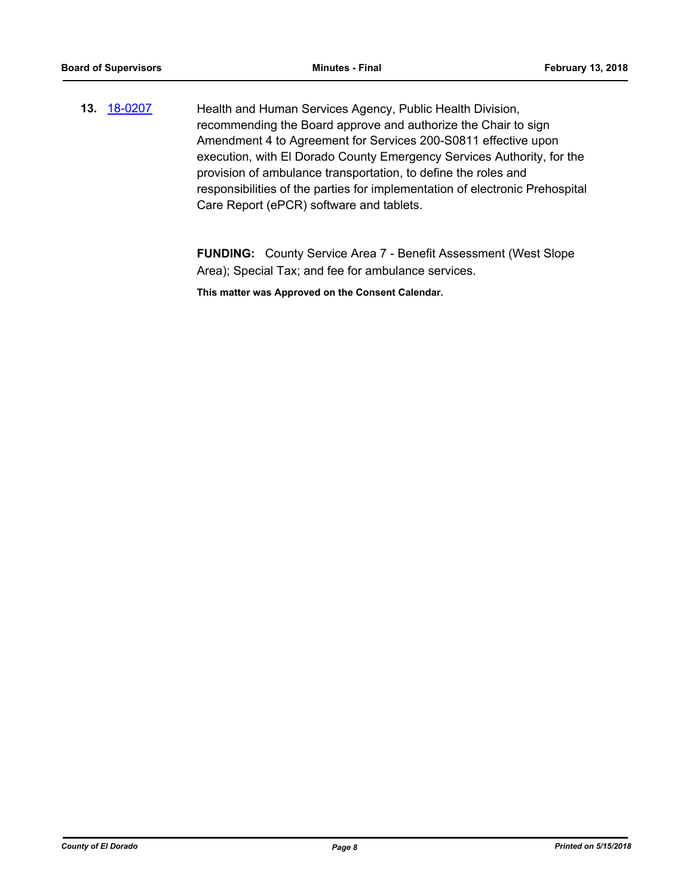**13.** 18-0207 Health and Human Services Agency, Public Health Division, recommending the Board approve and authorize the Chair to sign Amendment 4 to Agreement for Services 200-S0811 effective upon execution, with El Dorado County Emergency Services Authority, for the provision of ambulance transportation, to define the roles and responsibilities of the parties for implementation of electronic Prehospital Care Report (ePCR) software and tablets.

**FUNDING:** County Service Area 7 - Benefit Assessment (West Slope Area); Special Tax; and fee for ambulance services.

**This matter was Approved on the Consent Calendar.**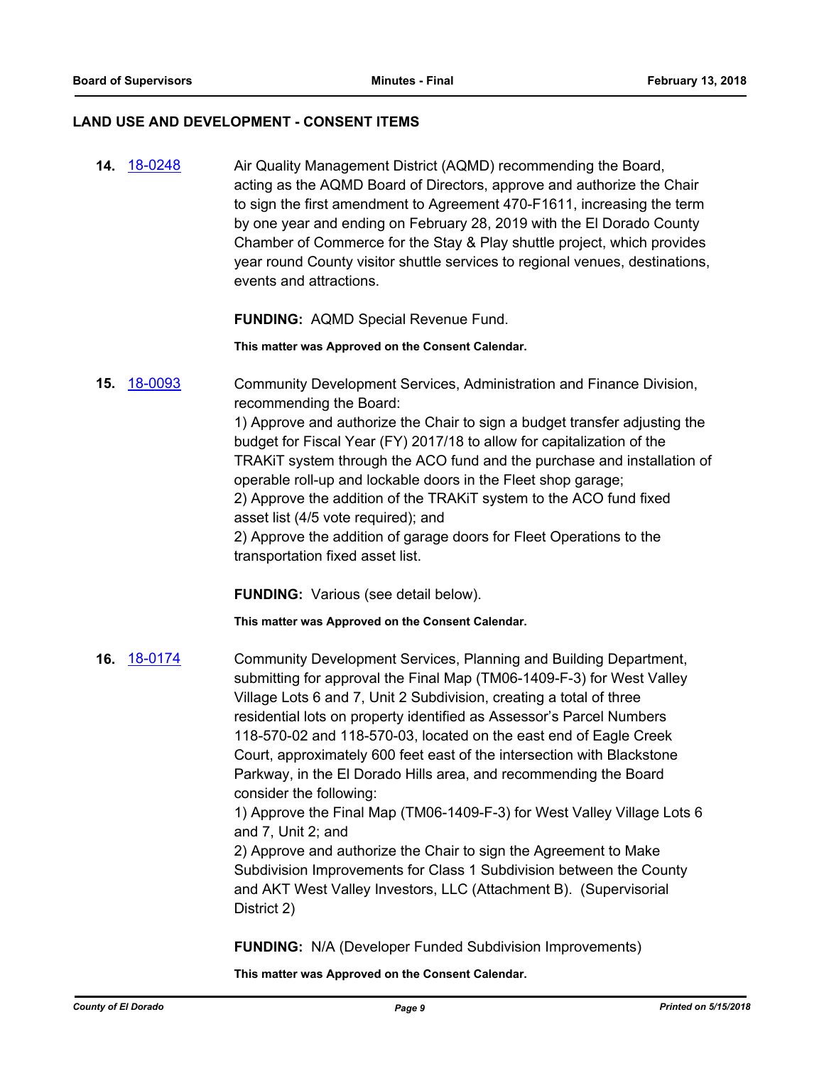## LAND USE AND DEVELOPMENT - CONSENT ITEMS

**14.** [18-0248](18-0248) Air Quality Management District (AQMD) recommending the Board, acting as the AQMD Board of Directors, approve and authorize the Chair to sign the first amendment to Agreement 470-F1611, increasing the term by one year and ending on February 28, 2019 with the El Dorado County Chamber of Commerce for the Stay & Play shuttle project, which provides year round County visitor shuttle services to regional venues, destinations, events and attractions.

**FUNDING:** AQMD Special Revenue Fund.

**This matter was Approved on the Consent Calendar.**

**15.** [18-0093](18-0093) Community Development Services, Administration and Finance Division, recommending the Board:
1) Approve and authorize the Chair to sign a budget transfer adjusting the budget for Fiscal Year (FY) 2017/18 to allow for capitalization of the TRAKiT system through the ACO fund and the purchase and installation of operable roll-up and lockable doors in the Fleet shop garage;
2) Approve the addition of the TRAKiT system to the ACO fund fixed asset list (4/5 vote required); and
2) Approve the addition of garage doors for Fleet Operations to the transportation fixed asset list.

**FUNDING:** Various (see detail below).

**This matter was Approved on the Consent Calendar.**

**16.** [18-0174](18-0174) Community Development Services, Planning and Building Department, submitting for approval the Final Map (TM06-1409-F-3) for West Valley Village Lots 6 and 7, Unit 2 Subdivision, creating a total of three residential lots on property identified as Assessor's Parcel Numbers 118-570-02 and 118-570-03, located on the east end of Eagle Creek Court, approximately 600 feet east of the intersection with Blackstone Parkway, in the El Dorado Hills area, and recommending the Board consider the following:
1) Approve the Final Map (TM06-1409-F-3) for West Valley Village Lots 6 and 7, Unit 2; and
2) Approve and authorize the Chair to sign the Agreement to Make Subdivision Improvements for Class 1 Subdivision between the County and AKT West Valley Investors, LLC (Attachment B). (Supervisorial District 2)

**FUNDING:** N/A (Developer Funded Subdivision Improvements)

**This matter was Approved on the Consent Calendar.**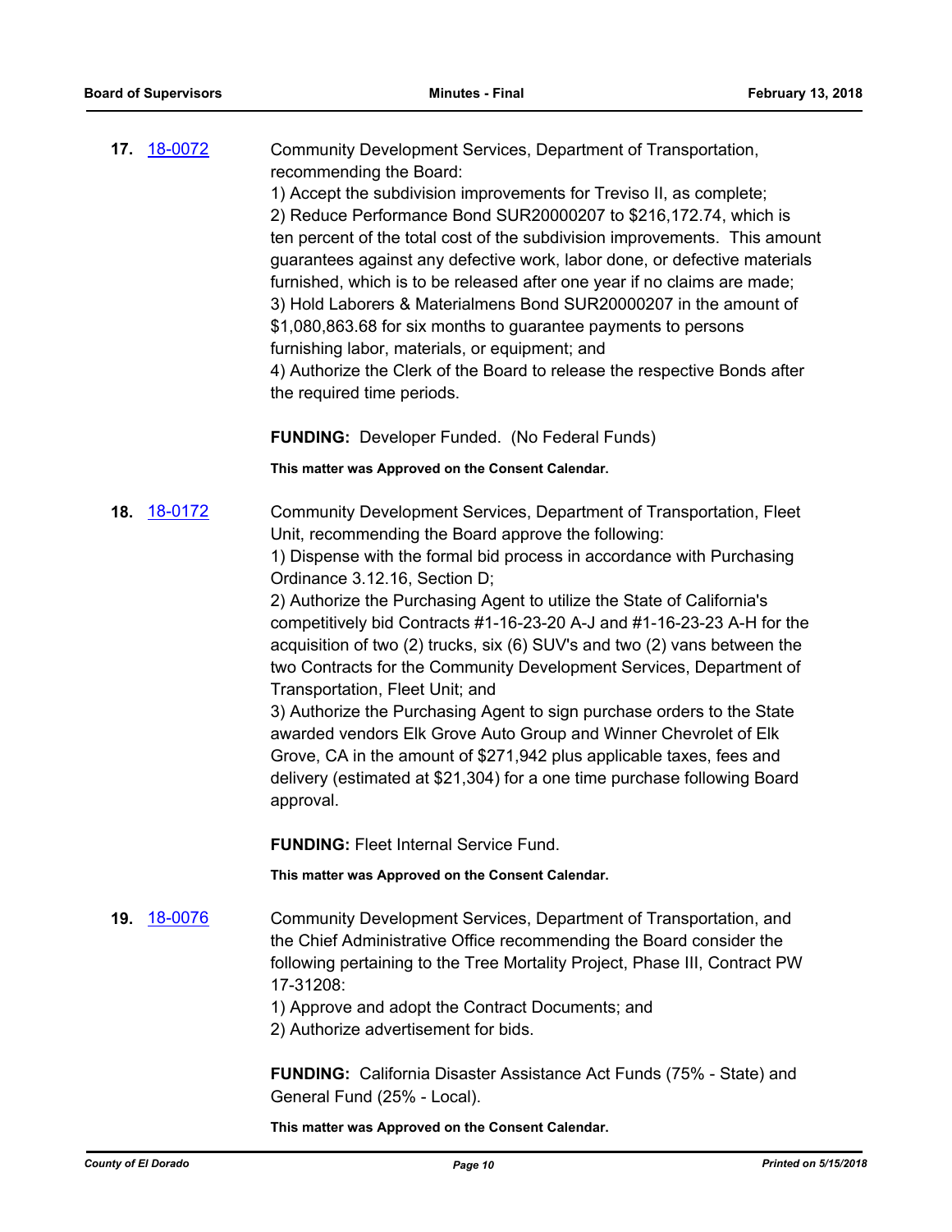**17.** 18-0072

Community Development Services, Department of Transportation, recommending the Board:

1) Accept the subdivision improvements for Treviso II, as complete;
2) Reduce Performance Bond SUR20000207 to $216,172.74, which is ten percent of the total cost of the subdivision improvements. This amount guarantees against any defective work, labor done, or defective materials furnished, which is to be released after one year if no claims are made;
3) Hold Laborers & Materialmens Bond SUR20000207 in the amount of $1,080,863.68 for six months to guarantee payments to persons furnishing labor, materials, or equipment; and
4) Authorize the Clerk of the Board to release the respective Bonds after the required time periods.

**FUNDING:** Developer Funded. (No Federal Funds)

**This matter was Approved on the Consent Calendar.**

**18.** 18-0172

Community Development Services, Department of Transportation, Fleet Unit, recommending the Board approve the following:

1) Dispense with the formal bid process in accordance with Purchasing Ordinance 3.12.16, Section D;
2) Authorize the Purchasing Agent to utilize the State of California's competitively bid Contracts #1-16-23-20 A-J and #1-16-23-23 A-H for the acquisition of two (2) trucks, six (6) SUV's and two (2) vans between the two Contracts for the Community Development Services, Department of Transportation, Fleet Unit; and
3) Authorize the Purchasing Agent to sign purchase orders to the State awarded vendors Elk Grove Auto Group and Winner Chevrolet of Elk Grove, CA in the amount of $271,942 plus applicable taxes, fees and delivery (estimated at $21,304) for a one time purchase following Board approval.

**FUNDING:** Fleet Internal Service Fund.

**This matter was Approved on the Consent Calendar.**

**19.** 18-0076

Community Development Services, Department of Transportation, and the Chief Administrative Office recommending the Board consider the following pertaining to the Tree Mortality Project, Phase III, Contract PW 17-31208:

1) Approve and adopt the Contract Documents; and
2) Authorize advertisement for bids.

**FUNDING:** California Disaster Assistance Act Funds (75% - State) and General Fund (25% - Local).

**This matter was Approved on the Consent Calendar.**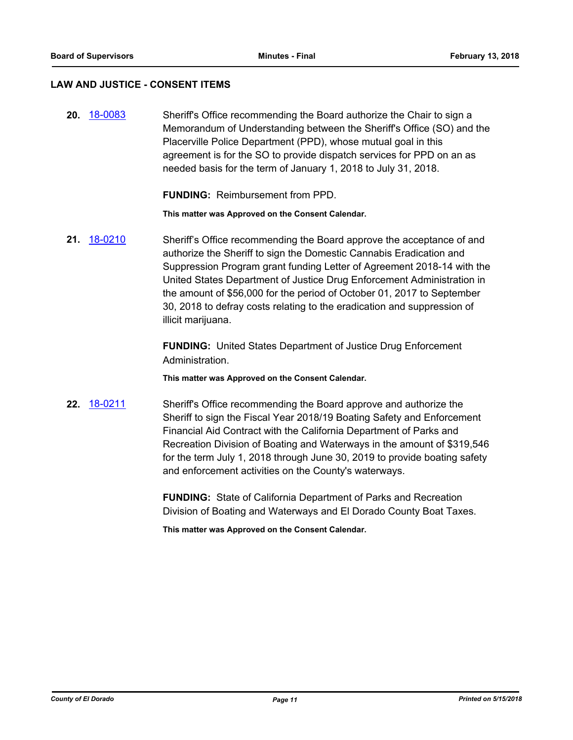## LAW AND JUSTICE - CONSENT ITEMS

**20.** 18-0083 Sheriff's Office recommending the Board authorize the Chair to sign a Memorandum of Understanding between the Sheriff's Office (SO) and the Placerville Police Department (PPD), whose mutual goal in this agreement is for the SO to provide dispatch services for PPD on an as needed basis for the term of January 1, 2018 to July 31, 2018.

**FUNDING:** Reimbursement from PPD.

**This matter was Approved on the Consent Calendar.**

**21.** 18-0210 Sheriff's Office recommending the Board approve the acceptance of and authorize the Sheriff to sign the Domestic Cannabis Eradication and Suppression Program grant funding Letter of Agreement 2018-14 with the United States Department of Justice Drug Enforcement Administration in the amount of $56,000 for the period of October 01, 2017 to September 30, 2018 to defray costs relating to the eradication and suppression of illicit marijuana.

**FUNDING:** United States Department of Justice Drug Enforcement Administration.

**This matter was Approved on the Consent Calendar.**

**22.** 18-0211 Sheriff's Office recommending the Board approve and authorize the Sheriff to sign the Fiscal Year 2018/19 Boating Safety and Enforcement Financial Aid Contract with the California Department of Parks and Recreation Division of Boating and Waterways in the amount of $319,546 for the term July 1, 2018 through June 30, 2019 to provide boating safety and enforcement activities on the County's waterways.

**FUNDING:** State of California Department of Parks and Recreation Division of Boating and Waterways and El Dorado County Boat Taxes.

**This matter was Approved on the Consent Calendar.**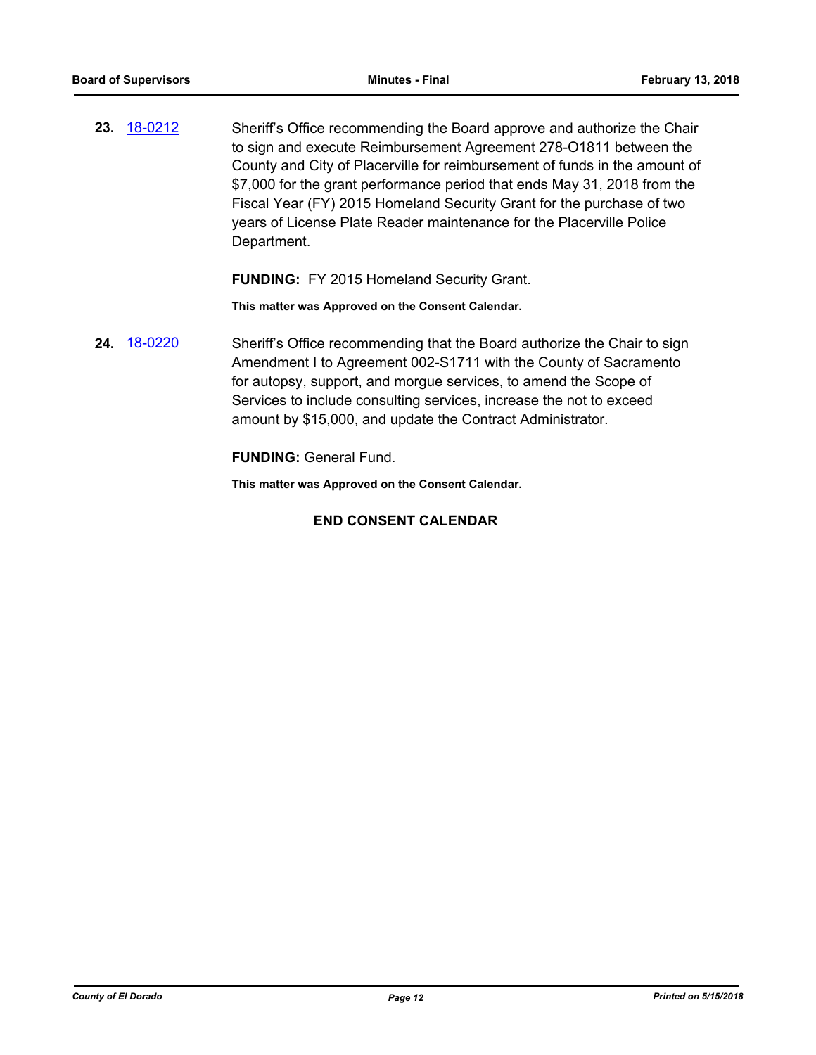**23.** [18-0212](18-0212)

Sheriff's Office recommending the Board approve and authorize the Chair to sign and execute Reimbursement Agreement 278-O1811 between the County and City of Placerville for reimbursement of funds in the amount of $7,000 for the grant performance period that ends May 31, 2018 from the Fiscal Year (FY) 2015 Homeland Security Grant for the purchase of two years of License Plate Reader maintenance for the Placerville Police Department.

**FUNDING:** FY 2015 Homeland Security Grant.

**This matter was Approved on the Consent Calendar.**

**24.** [18-0220](18-0220)

Sheriff's Office recommending that the Board authorize the Chair to sign Amendment I to Agreement 002-S1711 with the County of Sacramento for autopsy, support, and morgue services, to amend the Scope of Services to include consulting services, increase the not to exceed amount by $15,000, and update the Contract Administrator.

**FUNDING:** General Fund.

**This matter was Approved on the Consent Calendar.**

**END CONSENT CALENDAR**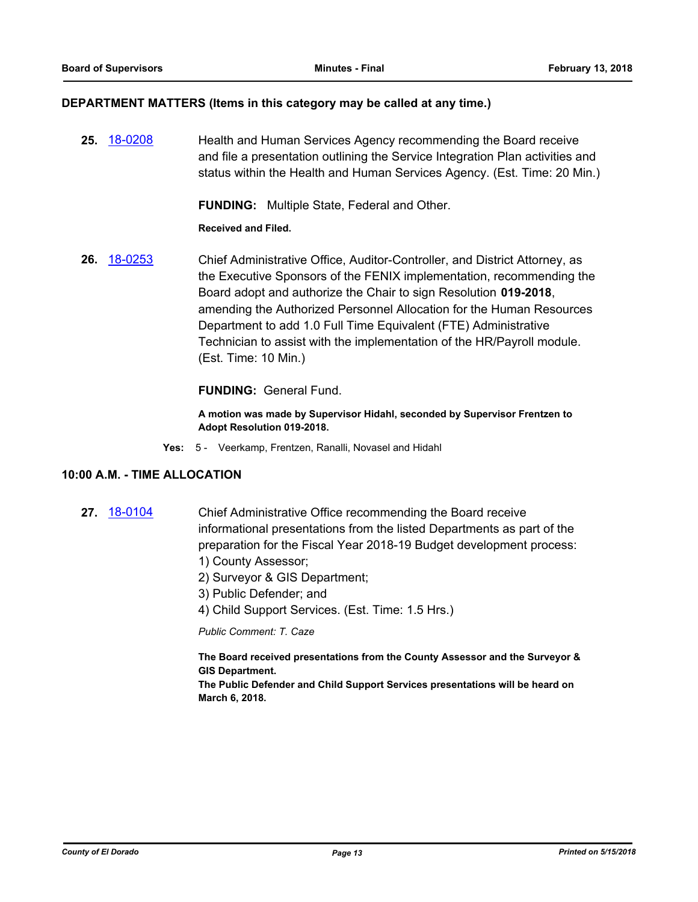## DEPARTMENT MATTERS (Items in this category may be called at any time.)

**25.** 18-0208

Health and Human Services Agency recommending the Board receive and file a presentation outlining the Service Integration Plan activities and status within the Health and Human Services Agency. (Est. Time: 20 Min.)

**FUNDING:** Multiple State, Federal and Other.

**Received and Filed.**

**26.** 18-0253

Chief Administrative Office, Auditor-Controller, and District Attorney, as the Executive Sponsors of the FENIX implementation, recommending the Board adopt and authorize the Chair to sign Resolution **019-2018**, amending the Authorized Personnel Allocation for the Human Resources Department to add 1.0 Full Time Equivalent (FTE) Administrative Technician to assist with the implementation of the HR/Payroll module. (Est. Time: 10 Min.)

**FUNDING:** General Fund.

**A motion was made by Supervisor Hidahl, seconded by Supervisor Frentzen to Adopt Resolution 019-2018.**

**Yes:** 5 - Veerkamp, Frentzen, Ranalli, Novasel and Hidahl

## 10:00 A.M. - TIME ALLOCATION

**27.** 18-0104

Chief Administrative Office recommending the Board receive informational presentations from the listed Departments as part of the preparation for the Fiscal Year 2018-19 Budget development process:
1) County Assessor;
2) Surveyor & GIS Department;
3) Public Defender; and
4) Child Support Services. (Est. Time: 1.5 Hrs.)

*Public Comment: T. Caze*

**The Board received presentations from the County Assessor and the Surveyor & GIS Department.**
**The Public Defender and Child Support Services presentations will be heard on March 6, 2018.**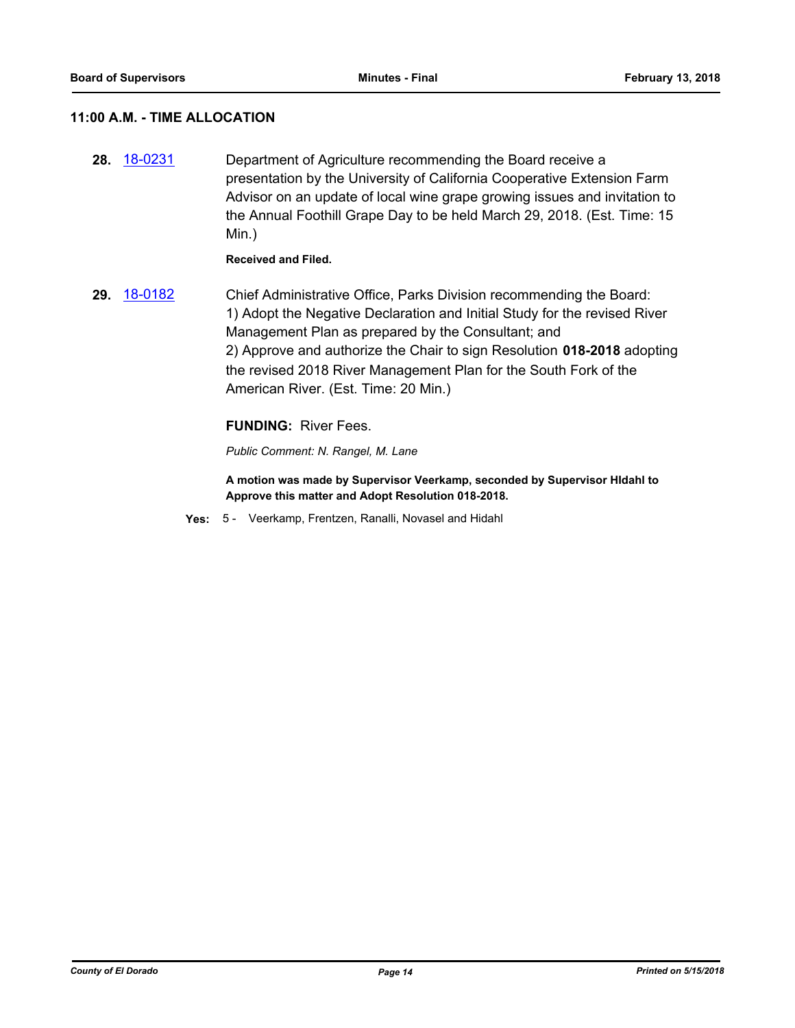## 11:00 A.M. - TIME ALLOCATION

**28.** 18-0231 Department of Agriculture recommending the Board receive a presentation by the University of California Cooperative Extension Farm Advisor on an update of local wine grape growing issues and invitation to the Annual Foothill Grape Day to be held March 29, 2018. (Est. Time: 15 Min.)

**Received and Filed.**

**29.** 18-0182 Chief Administrative Office, Parks Division recommending the Board:
1) Adopt the Negative Declaration and Initial Study for the revised River Management Plan as prepared by the Consultant; and
2) Approve and authorize the Chair to sign Resolution **018-2018** adopting the revised 2018 River Management Plan for the South Fork of the American River. (Est. Time: 20 Min.)

**FUNDING:** River Fees.

*Public Comment: N. Rangel, M. Lane*

**A motion was made by Supervisor Veerkamp, seconded by Supervisor HIdahl to Approve this matter and Adopt Resolution 018-2018.**

**Yes:** 5 - Veerkamp, Frentzen, Ranalli, Novasel and Hidahl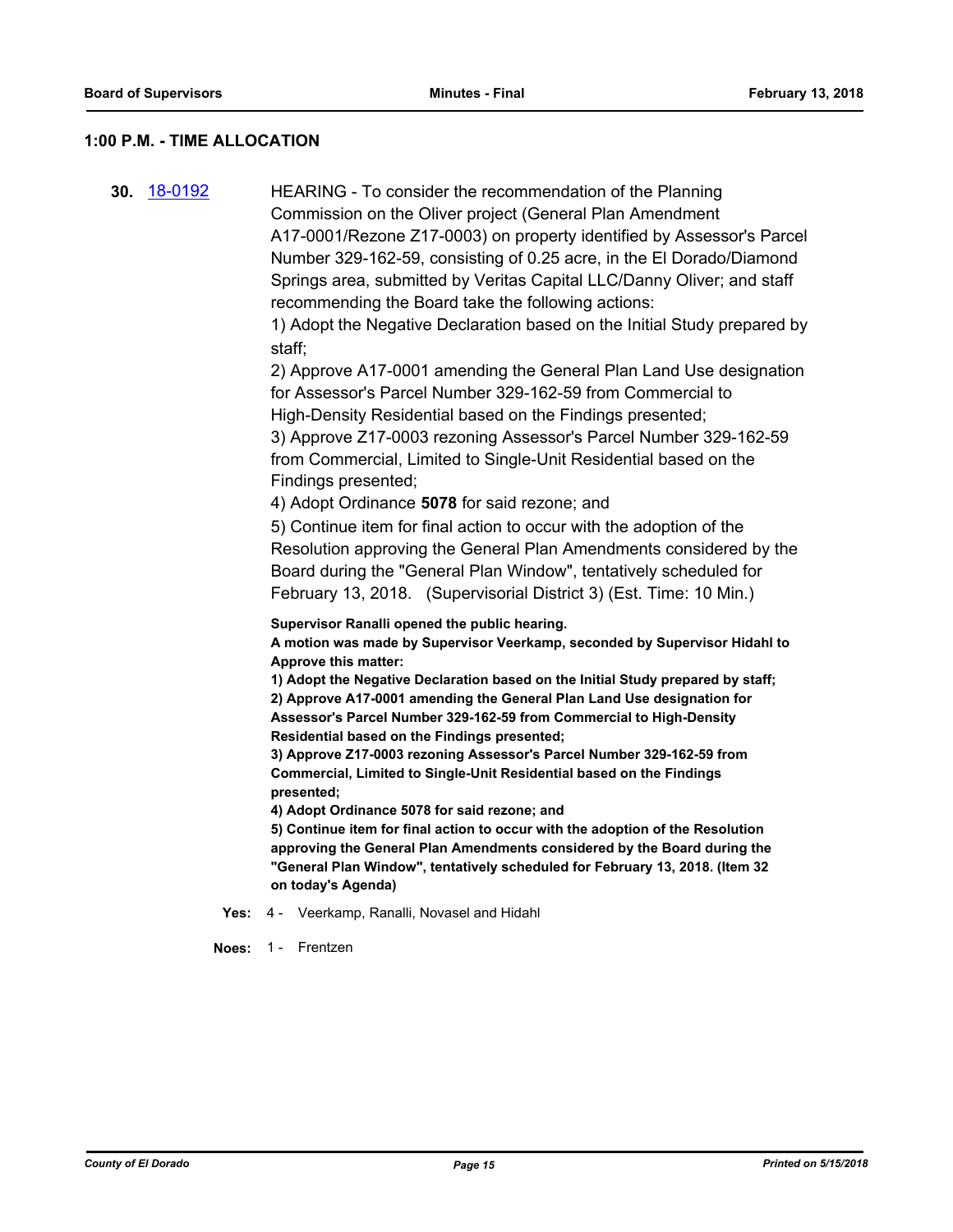## 1:00 P.M. - TIME ALLOCATION

**30.** [18-0192](18-0192)

HEARING - To consider the recommendation of the Planning Commission on the Oliver project (General Plan Amendment A17-0001/Rezone Z17-0003) on property identified by Assessor's Parcel Number 329-162-59, consisting of 0.25 acre, in the El Dorado/Diamond Springs area, submitted by Veritas Capital LLC/Danny Oliver; and staff recommending the Board take the following actions:

1) Adopt the Negative Declaration based on the Initial Study prepared by staff;

2) Approve A17-0001 amending the General Plan Land Use designation for Assessor's Parcel Number 329-162-59 from Commercial to High-Density Residential based on the Findings presented;

3) Approve Z17-0003 rezoning Assessor's Parcel Number 329-162-59 from Commercial, Limited to Single-Unit Residential based on the Findings presented;

4) Adopt Ordinance **5078** for said rezone; and

5) Continue item for final action to occur with the adoption of the Resolution approving the General Plan Amendments considered by the Board during the "General Plan Window", tentatively scheduled for February 13, 2018. (Supervisorial District 3) (Est. Time: 10 Min.)

**Supervisor Ranalli opened the public hearing.**

**A motion was made by Supervisor Veerkamp, seconded by Supervisor Hidahl to Approve this matter:**

**1) Adopt the Negative Declaration based on the Initial Study prepared by staff;**

**2) Approve A17-0001 amending the General Plan Land Use designation for Assessor's Parcel Number 329-162-59 from Commercial to High-Density Residential based on the Findings presented;**

**3) Approve Z17-0003 rezoning Assessor's Parcel Number 329-162-59 from Commercial, Limited to Single-Unit Residential based on the Findings presented;**

**4) Adopt Ordinance 5078 for said rezone; and**

**5) Continue item for final action to occur with the adoption of the Resolution approving the General Plan Amendments considered by the Board during the "General Plan Window", tentatively scheduled for February 13, 2018. (Item 32 on today's Agenda)**

**Yes:** 4 - Veerkamp, Ranalli, Novasel and Hidahl

**Noes:** 1 - Frentzen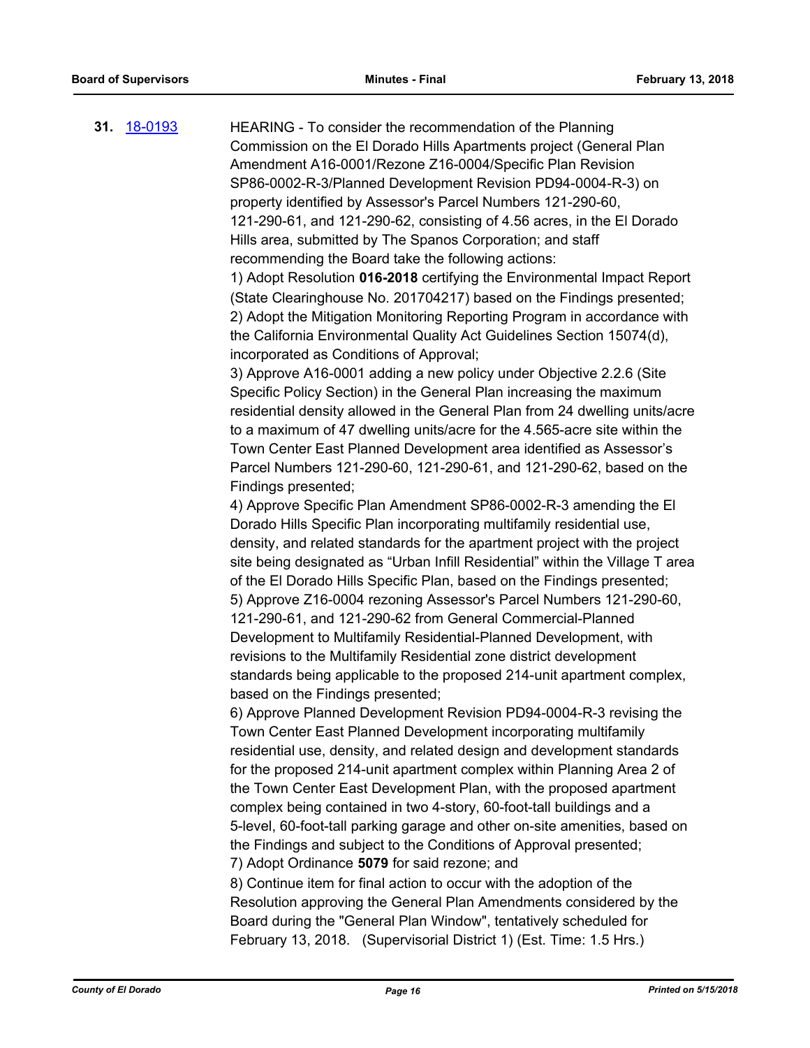**31.** 18-0193 HEARING - To consider the recommendation of the Planning Commission on the El Dorado Hills Apartments project (General Plan Amendment A16-0001/Rezone Z16-0004/Specific Plan Revision SP86-0002-R-3/Planned Development Revision PD94-0004-R-3) on property identified by Assessor's Parcel Numbers 121-290-60, 121-290-61, and 121-290-62, consisting of 4.56 acres, in the El Dorado Hills area, submitted by The Spanos Corporation; and staff recommending the Board take the following actions:

1) Adopt Resolution **016-2018** certifying the Environmental Impact Report (State Clearinghouse No. 201704217) based on the Findings presented;

2) Adopt the Mitigation Monitoring Reporting Program in accordance with the California Environmental Quality Act Guidelines Section 15074(d), incorporated as Conditions of Approval;

3) Approve A16-0001 adding a new policy under Objective 2.2.6 (Site Specific Policy Section) in the General Plan increasing the maximum residential density allowed in the General Plan from 24 dwelling units/acre to a maximum of 47 dwelling units/acre for the 4.565-acre site within the Town Center East Planned Development area identified as Assessor's Parcel Numbers 121-290-60, 121-290-61, and 121-290-62, based on the Findings presented;

4) Approve Specific Plan Amendment SP86-0002-R-3 amending the El Dorado Hills Specific Plan incorporating multifamily residential use, density, and related standards for the apartment project with the project site being designated as "Urban Infill Residential" within the Village T area of the El Dorado Hills Specific Plan, based on the Findings presented;

5) Approve Z16-0004 rezoning Assessor's Parcel Numbers 121-290-60, 121-290-61, and 121-290-62 from General Commercial-Planned Development to Multifamily Residential-Planned Development, with revisions to the Multifamily Residential zone district development standards being applicable to the proposed 214-unit apartment complex, based on the Findings presented;

6) Approve Planned Development Revision PD94-0004-R-3 revising the Town Center East Planned Development incorporating multifamily residential use, density, and related design and development standards for the proposed 214-unit apartment complex within Planning Area 2 of the Town Center East Development Plan, with the proposed apartment complex being contained in two 4-story, 60-foot-tall buildings and a 5-level, 60-foot-tall parking garage and other on-site amenities, based on the Findings and subject to the Conditions of Approval presented;

7) Adopt Ordinance **5079** for said rezone; and

8) Continue item for final action to occur with the adoption of the Resolution approving the General Plan Amendments considered by the Board during the "General Plan Window", tentatively scheduled for February 13, 2018. (Supervisorial District 1) (Est. Time: 1.5 Hrs.)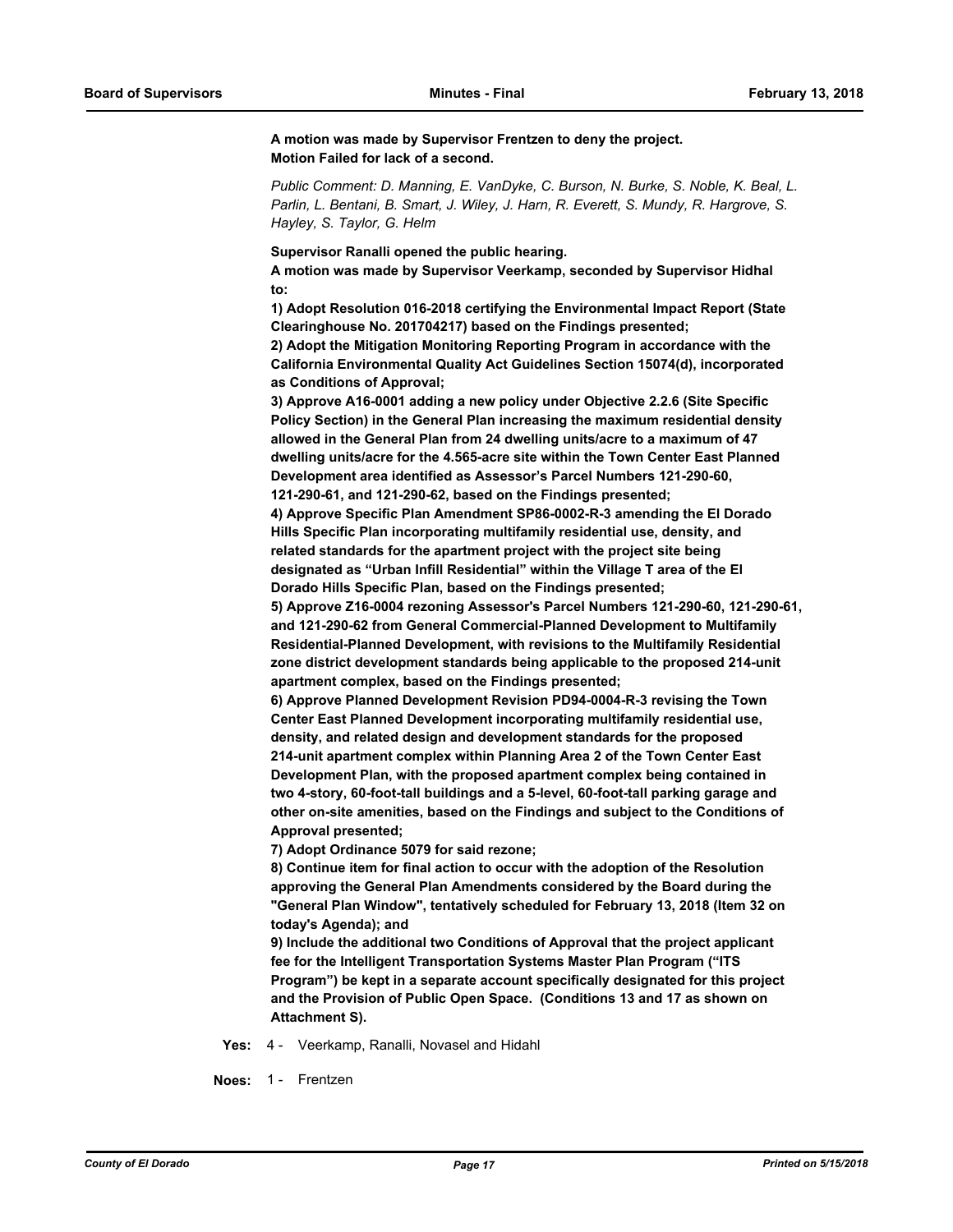**A motion was made by Supervisor Frentzen to deny the project.**
**Motion Failed for lack of a second.**

*Public Comment: D. Manning, E. VanDyke, C. Burson, N. Burke, S. Noble, K. Beal, L. Parlin, L. Bentani, B. Smart, J. Wiley, J. Harn, R. Everett, S. Mundy, R. Hargrove, S. Hayley, S. Taylor, G. Helm*

**Supervisor Ranalli opened the public hearing.**
**A motion was made by Supervisor Veerkamp, seconded by Supervisor Hidhal to:**
**1) Adopt Resolution 016-2018 certifying the Environmental Impact Report (State Clearinghouse No. 201704217) based on the Findings presented;**
**2) Adopt the Mitigation Monitoring Reporting Program in accordance with the California Environmental Quality Act Guidelines Section 15074(d), incorporated as Conditions of Approval;**
**3) Approve A16-0001 adding a new policy under Objective 2.2.6 (Site Specific Policy Section) in the General Plan increasing the maximum residential density allowed in the General Plan from 24 dwelling units/acre to a maximum of 47 dwelling units/acre for the 4.565-acre site within the Town Center East Planned Development area identified as Assessor's Parcel Numbers 121-290-60, 121-290-61, and 121-290-62, based on the Findings presented;**
**4) Approve Specific Plan Amendment SP86-0002-R-3 amending the El Dorado Hills Specific Plan incorporating multifamily residential use, density, and related standards for the apartment project with the project site being designated as "Urban Infill Residential" within the Village T area of the El Dorado Hills Specific Plan, based on the Findings presented;**
**5) Approve Z16-0004 rezoning Assessor's Parcel Numbers 121-290-60, 121-290-61, and 121-290-62 from General Commercial-Planned Development to Multifamily Residential-Planned Development, with revisions to the Multifamily Residential zone district development standards being applicable to the proposed 214-unit apartment complex, based on the Findings presented;**
**6) Approve Planned Development Revision PD94-0004-R-3 revising the Town Center East Planned Development incorporating multifamily residential use, density, and related design and development standards for the proposed 214-unit apartment complex within Planning Area 2 of the Town Center East Development Plan, with the proposed apartment complex being contained in two 4-story, 60-foot-tall buildings and a 5-level, 60-foot-tall parking garage and other on-site amenities, based on the Findings and subject to the Conditions of Approval presented;**
**7) Adopt Ordinance 5079 for said rezone;**
**8) Continue item for final action to occur with the adoption of the Resolution approving the General Plan Amendments considered by the Board during the "General Plan Window", tentatively scheduled for February 13, 2018 (Item 32 on today's Agenda); and**
**9) Include the additional two Conditions of Approval that the project applicant fee for the Intelligent Transportation Systems Master Plan Program ("ITS Program") be kept in a separate account specifically designated for this project and the Provision of Public Open Space. (Conditions 13 and 17 as shown on Attachment S).**

**Yes:** 4 - Veerkamp, Ranalli, Novasel and Hidahl

**Noes:** 1 - Frentzen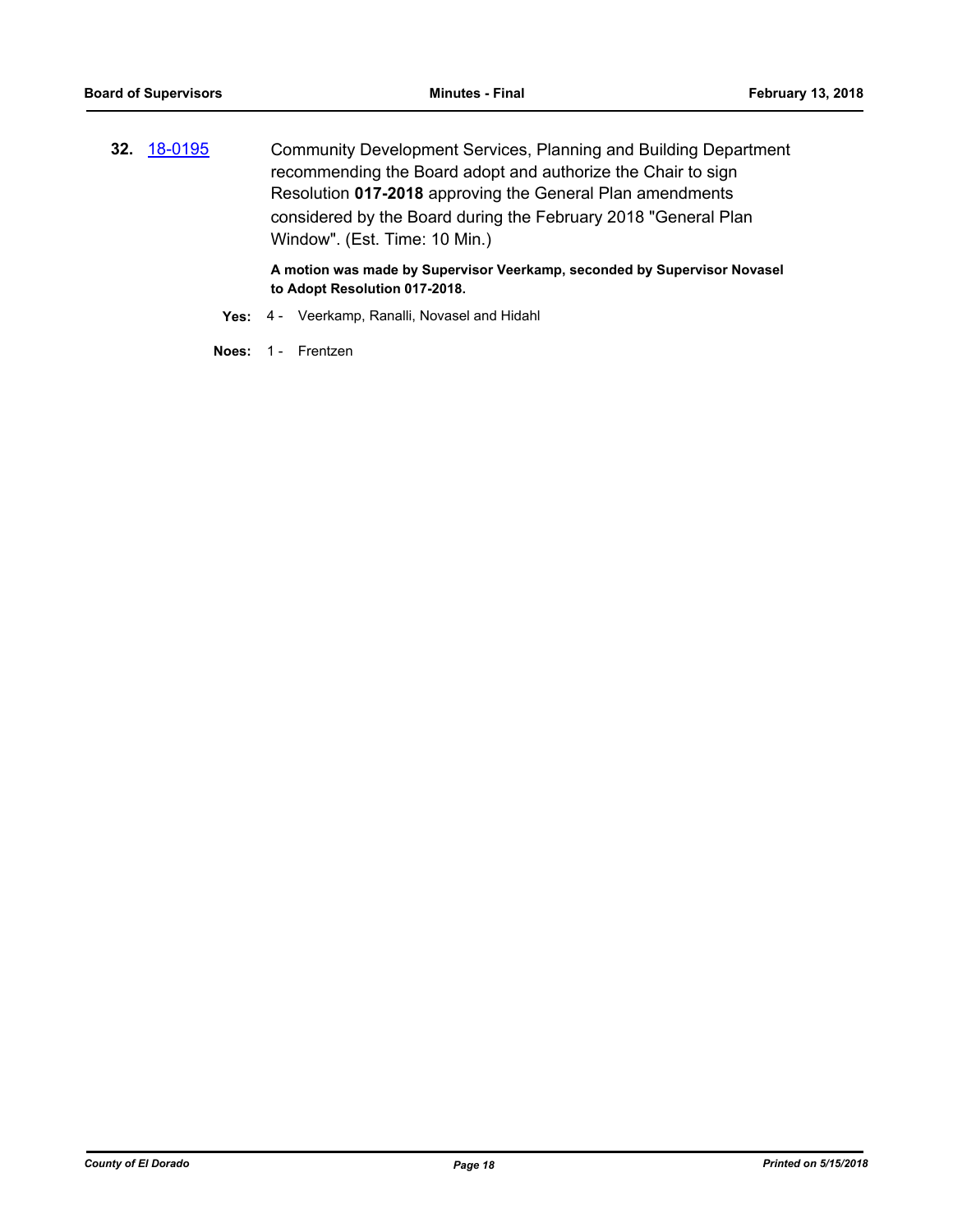**32.** 18-0195

Community Development Services, Planning and Building Department recommending the Board adopt and authorize the Chair to sign Resolution **017-2018** approving the General Plan amendments considered by the Board during the February 2018 "General Plan Window". (Est. Time: 10 Min.)

**A motion was made by Supervisor Veerkamp, seconded by Supervisor Novasel to Adopt Resolution 017-2018.**

**Yes:** 4 - Veerkamp, Ranalli, Novasel and Hidahl

**Noes:** 1 - Frentzen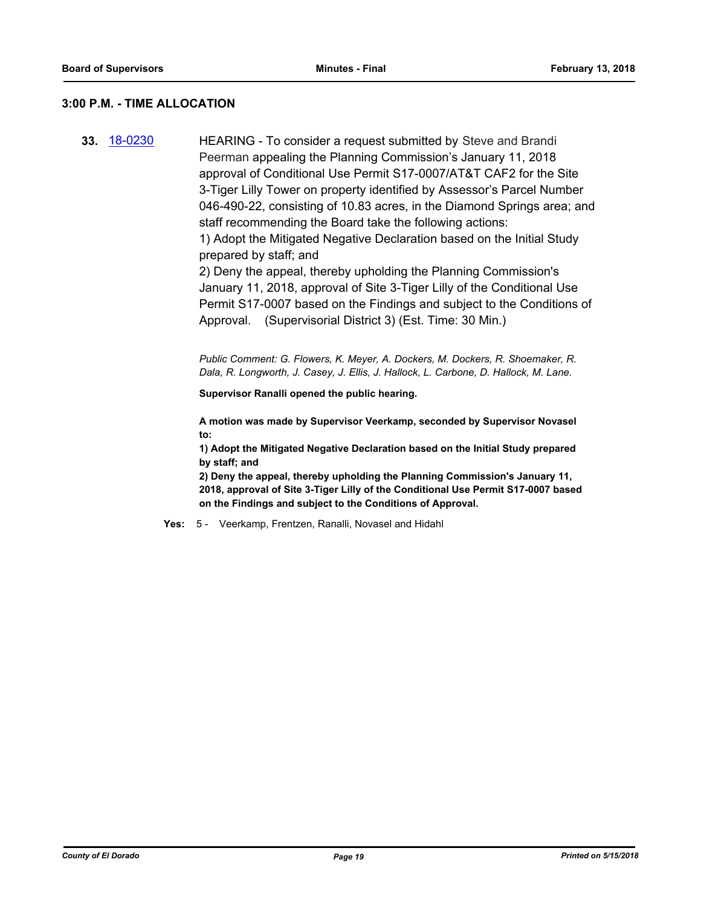## 3:00 P.M. - TIME ALLOCATION

**33.** 18-0230 HEARING - To consider a request submitted by Steve and Brandi Peerman appealing the Planning Commission's January 11, 2018 approval of Conditional Use Permit S17-0007/AT&T CAF2 for the Site 3-Tiger Lilly Tower on property identified by Assessor's Parcel Number 046-490-22, consisting of 10.83 acres, in the Diamond Springs area; and staff recommending the Board take the following actions:
1) Adopt the Mitigated Negative Declaration based on the Initial Study prepared by staff; and
2) Deny the appeal, thereby upholding the Planning Commission's January 11, 2018, approval of Site 3-Tiger Lilly of the Conditional Use Permit S17-0007 based on the Findings and subject to the Conditions of Approval. (Supervisorial District 3) (Est. Time: 30 Min.)

*Public Comment: G. Flowers, K. Meyer, A. Dockers, M. Dockers, R. Shoemaker, R. Dala, R. Longworth, J. Casey, J. Ellis, J. Hallock, L. Carbone, D. Hallock, M. Lane.*

**Supervisor Ranalli opened the public hearing.**

**A motion was made by Supervisor Veerkamp, seconded by Supervisor Novasel to:**
**1) Adopt the Mitigated Negative Declaration based on the Initial Study prepared by staff; and**
**2) Deny the appeal, thereby upholding the Planning Commission's January 11, 2018, approval of Site 3-Tiger Lilly of the Conditional Use Permit S17-0007 based on the Findings and subject to the Conditions of Approval.**

**Yes:** 5 - Veerkamp, Frentzen, Ranalli, Novasel and Hidahl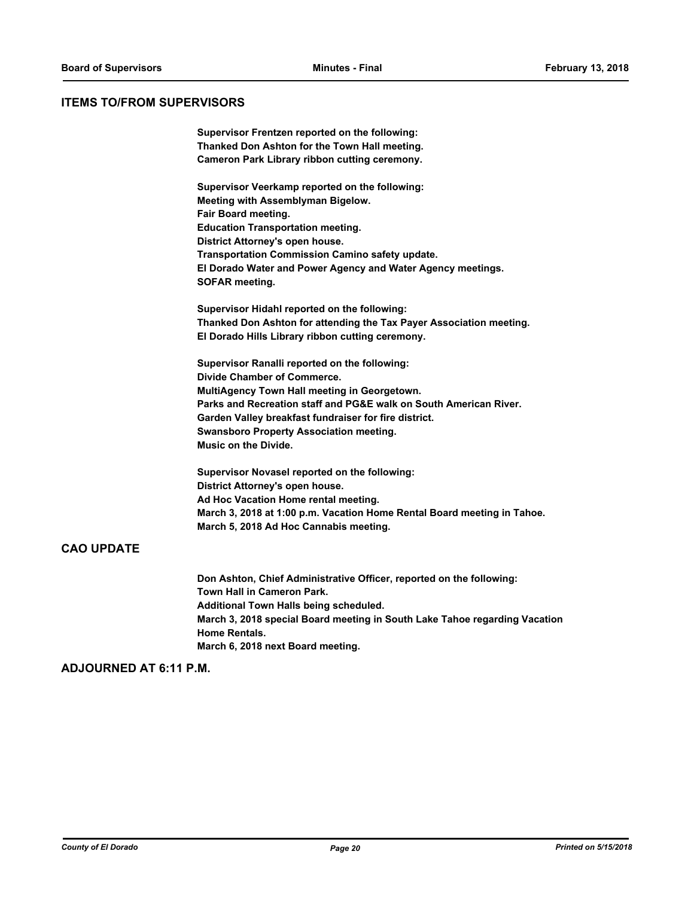## ITEMS TO/FROM SUPERVISORS

**Supervisor Frentzen reported on the following:**
**Thanked Don Ashton for the Town Hall meeting.**
**Cameron Park Library ribbon cutting ceremony.**

**Supervisor Veerkamp reported on the following:**
**Meeting with Assemblyman Bigelow.**
**Fair Board meeting.**
**Education Transportation meeting.**
**District Attorney's open house.**
**Transportation Commission Camino safety update.**
**El Dorado Water and Power Agency and Water Agency meetings.**
**SOFAR meeting.**

**Supervisor Hidahl reported on the following:**
**Thanked Don Ashton for attending the Tax Payer Association meeting.**
**El Dorado Hills Library ribbon cutting ceremony.**

**Supervisor Ranalli reported on the following:**
**Divide Chamber of Commerce.**
**MultiAgency Town Hall meeting in Georgetown.**
**Parks and Recreation staff and PG&E walk on South American River.**
**Garden Valley breakfast fundraiser for fire district.**
**Swansboro Property Association meeting.**
**Music on the Divide.**

**Supervisor Novasel reported on the following:**
**District Attorney's open house.**
**Ad Hoc Vacation Home rental meeting.**
**March 3, 2018 at 1:00 p.m. Vacation Home Rental Board meeting in Tahoe.**
**March 5, 2018 Ad Hoc Cannabis meeting.**

## CAO UPDATE

**Don Ashton, Chief Administrative Officer, reported on the following:**
**Town Hall in Cameron Park.**
**Additional Town Halls being scheduled.**
**March 3, 2018 special Board meeting in South Lake Tahoe regarding Vacation Home Rentals.**
**March 6, 2018 next Board meeting.**

## ADJOURNED AT 6:11 P.M.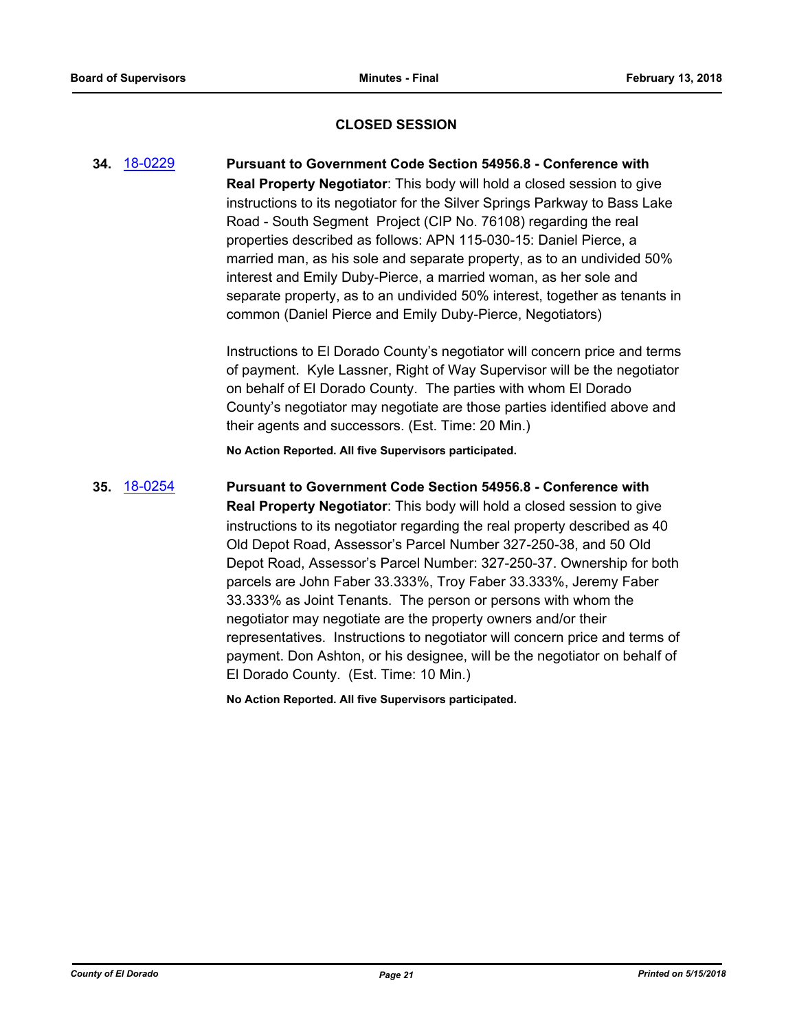## CLOSED SESSION

**34.** 18-0229 **Pursuant to Government Code Section 54956.8 - Conference with Real Property Negotiator**: This body will hold a closed session to give instructions to its negotiator for the Silver Springs Parkway to Bass Lake Road - South Segment Project (CIP No. 76108) regarding the real properties described as follows: APN 115-030-15: Daniel Pierce, a married man, as his sole and separate property, as to an undivided 50% interest and Emily Duby-Pierce, a married woman, as her sole and separate property, as to an undivided 50% interest, together as tenants in common (Daniel Pierce and Emily Duby-Pierce, Negotiators)

Instructions to El Dorado County's negotiator will concern price and terms of payment. Kyle Lassner, Right of Way Supervisor will be the negotiator on behalf of El Dorado County. The parties with whom El Dorado County's negotiator may negotiate are those parties identified above and their agents and successors. (Est. Time: 20 Min.)

**No Action Reported. All five Supervisors participated.**

**35.** 18-0254 **Pursuant to Government Code Section 54956.8 - Conference with Real Property Negotiator**: This body will hold a closed session to give instructions to its negotiator regarding the real property described as 40 Old Depot Road, Assessor's Parcel Number 327-250-38, and 50 Old Depot Road, Assessor's Parcel Number: 327-250-37. Ownership for both parcels are John Faber 33.333%, Troy Faber 33.333%, Jeremy Faber 33.333% as Joint Tenants. The person or persons with whom the negotiator may negotiate are the property owners and/or their representatives. Instructions to negotiator will concern price and terms of payment. Don Ashton, or his designee, will be the negotiator on behalf of El Dorado County. (Est. Time: 10 Min.)

**No Action Reported. All five Supervisors participated.**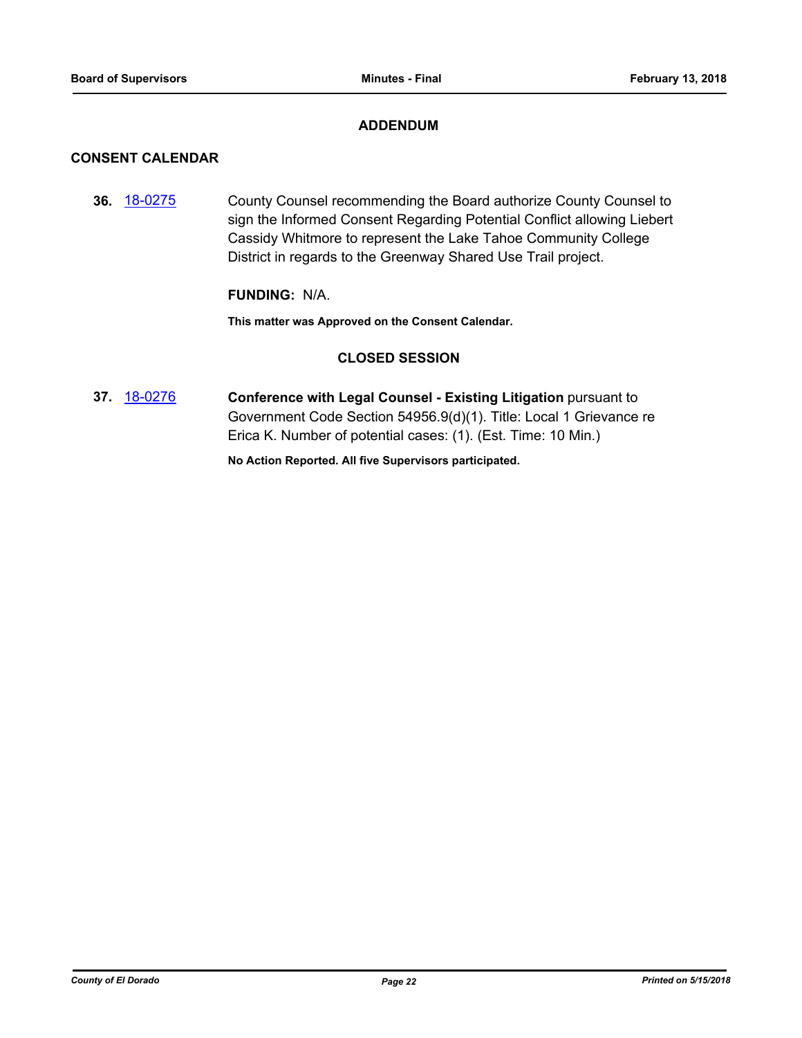## ADDENDUM

## CONSENT CALENDAR

**36.** 18-0275 County Counsel recommending the Board authorize County Counsel to sign the Informed Consent Regarding Potential Conflict allowing Liebert Cassidy Whitmore to represent the Lake Tahoe Community College District in regards to the Greenway Shared Use Trail project.

**FUNDING:** N/A.

**This matter was Approved on the Consent Calendar.**

## CLOSED SESSION

**37.** 18-0276 **Conference with Legal Counsel - Existing Litigation** pursuant to Government Code Section 54956.9(d)(1). Title: Local 1 Grievance re Erica K. Number of potential cases: (1). (Est. Time: 10 Min.)

**No Action Reported. All five Supervisors participated.**